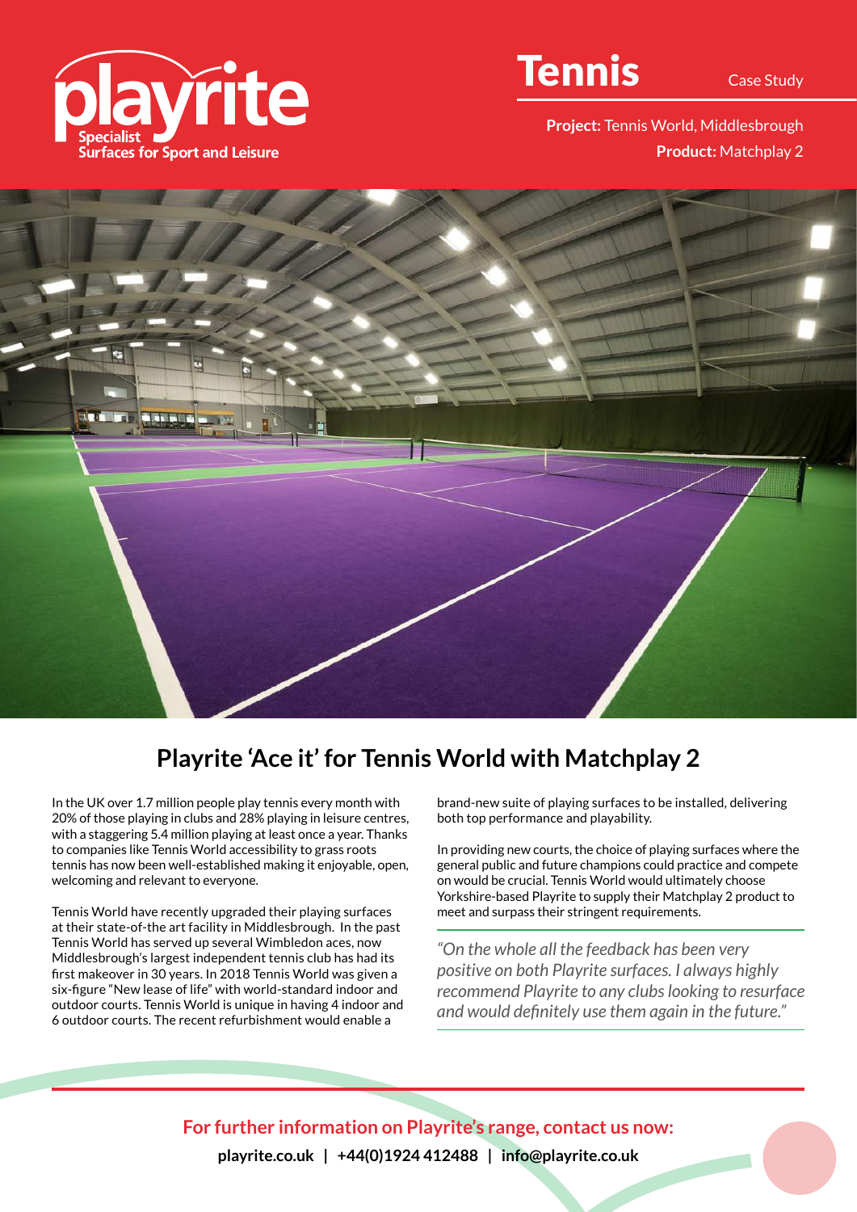playrite

Specialist Surfaces for Sport and Leisure

# Tennis

Case Study

**Project:** Tennis World, Middlesbrough

**Product:** Matchplay 2

## Playrite 'Ace it' for Tennis World with Matchplay 2

In the UK over 1.7 million people play tennis every month with 20% of those playing in clubs and 28% playing in leisure centres, with a staggering 5.4 million playing at least once a year. Thanks to companies like Tennis World accessibility to grass roots tennis has now been well-established making it enjoyable, open, welcoming and relevant to everyone.

Tennis World have recently upgraded their playing surfaces at their state-of-the-art facility in Middlesbrough. In the past Tennis World has served up several Wimbledon aces, now Middlesbrough's largest independent tennis club has had its first makeover in 30 years. In 2018 Tennis World was given a six-figure "New lease of life" with world-standard indoor and outdoor courts. Tennis World is unique in having 4 indoor and 6 outdoor courts. The recent refurbishment would enable a brand-new suite of playing surfaces to be installed, delivering both top performance and playability.

In providing new courts, the choice of playing surfaces where the general public and future champions could practice and compete on would be crucial. Tennis World would ultimately choose Yorkshire-based Playrite to supply their Matchplay 2 product to meet and surpass their stringent requirements.

*"On the whole all the feedback has been very positive on both Playrite surfaces. I always highly recommend Playrite to any clubs looking to resurface and would definitely use them again in the future."*

**For further information on Playrite's range, contact us now:**

**playrite.co.uk | +44(0)1924 412488 | info@playrite.co.uk**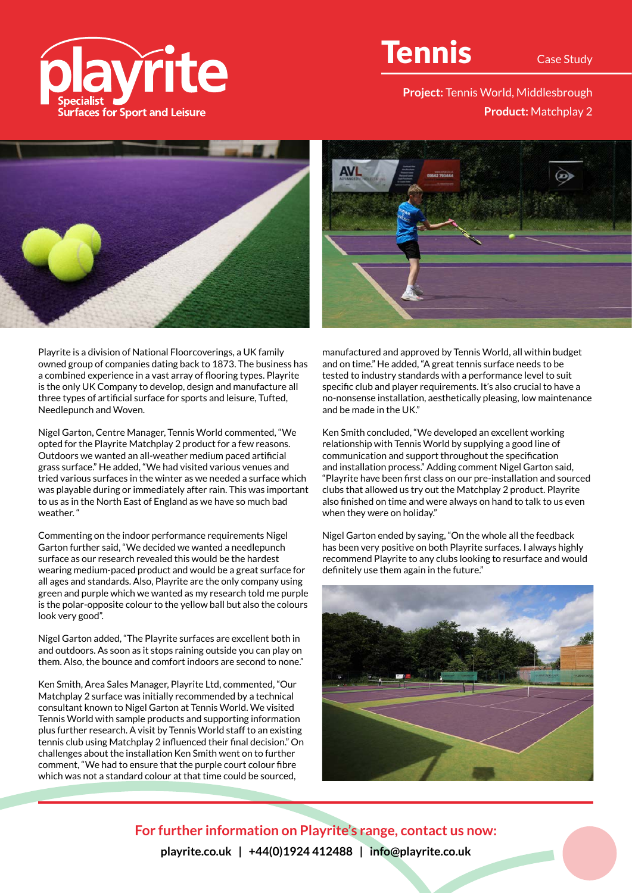# Tennis

Case Study

**Project:** Tennis World, Middlesbrough

**Product:** Matchplay 2

Playrite is a division of National Floorcoverings, a UK family owned group of companies dating back to 1873. The business has a combined experience in a vast array of flooring types. Playrite is the only UK Company to develop, design and manufacture all three types of artificial surface for sports and leisure, Tufted, Needlepunch and Woven.

Nigel Garton, Centre Manager, Tennis World commented, "We opted for the Playrite Matchplay 2 product for a few reasons. Outdoors we wanted an all-weather medium paced artificial grass surface." He added, "We had visited various venues and tried various surfaces in the winter as we needed a surface which was playable during or immediately after rain. This was important to us as in the North East of England as we have so much bad weather. "

Commenting on the indoor performance requirements Nigel Garton further said, "We decided we wanted a needlepunch surface as our research revealed this would be the hardest wearing medium-paced product and would be a great surface for all ages and standards. Also, Playrite are the only company using green and purple which we wanted as my research told me purple is the polar-opposite colour to the yellow ball but also the colours look very good".

Nigel Garton added, "The Playrite surfaces are excellent both in and outdoors. As soon as it stops raining outside you can play on them. Also, the bounce and comfort indoors are second to none."

Ken Smith, Area Sales Manager, Playrite Ltd, commented, "Our Matchplay 2 surface was initially recommended by a technical consultant known to Nigel Garton at Tennis World. We visited Tennis World with sample products and supporting information plus further research. A visit by Tennis World staff to an existing tennis club using Matchplay 2 influenced their final decision." On challenges about the installation Ken Smith went on to further comment, "We had to ensure that the purple court colour fibre which was not a standard colour at that time could be sourced, manufactured and approved by Tennis World, all within budget and on time." He added, "A great tennis surface needs to be tested to industry standards with a performance level to suit specific club and player requirements. It's also crucial to have a no-nonsense installation, aesthetically pleasing, low maintenance and be made in the UK."

Ken Smith concluded, "We developed an excellent working relationship with Tennis World by supplying a good line of communication and support throughout the specification and installation process." Adding comment Nigel Garton said, "Playrite have been first class on our pre-installation and sourced clubs that allowed us try out the Matchplay 2 product. Playrite also finished on time and were always on hand to talk to us even when they were on holiday."

Nigel Garton ended by saying, "On the whole all the feedback has been very positive on both Playrite surfaces. I always highly recommend Playrite to any clubs looking to resurface and would definitely use them again in the future."

**For further information on Playrite's range, contact us now:**

**playrite.co.uk | +44(0)1924 412488 | info@playrite.co.uk**